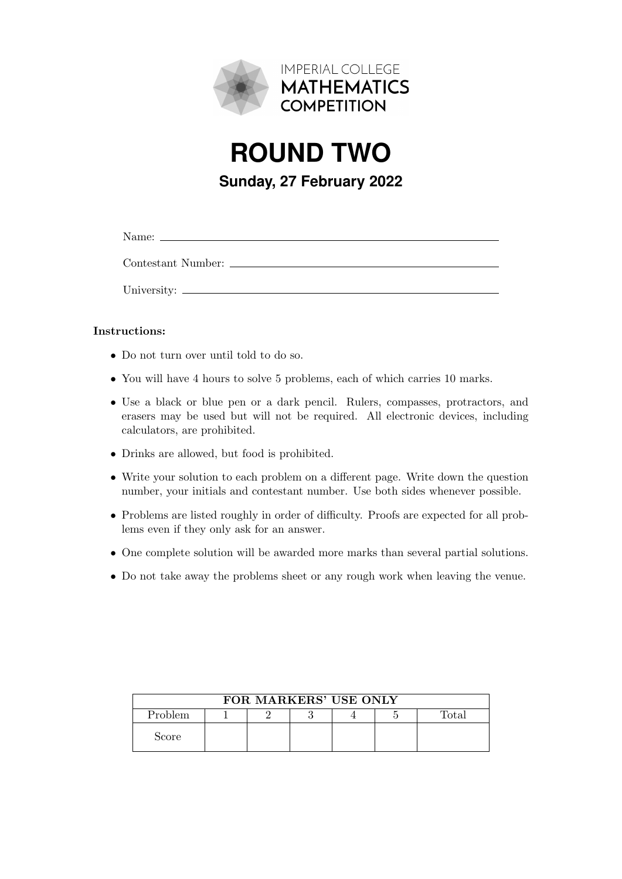IMPERIAL COLLEGE
**MATHEMATICS**
**COMPETITION**

# ROUND TWO

## Sunday, 27 February 2022

Name: \_\_\_\_\_\_\_\_\_\_\_\_\_\_\_\_\_\_\_\_\_\_\_\_\_\_\_\_\_\_\_\_\_\_\_\_\_\_\_\_

Contestant Number: \_\_\_\_\_\_\_\_\_\_\_\_\_\_\_\_\_\_\_\_\_\_\_\_\_\_\_\_\_\_\_\_

University: \_\_\_\_\_\_\_\_\_\_\_\_\_\_\_\_\_\_\_\_\_\_\_\_\_\_\_\_\_\_\_\_\_\_\_\_\_\_\_\_

**Instructions:**

- Do not turn over until told to do so.
- You will have 4 hours to solve 5 problems, each of which carries 10 marks.
- Use a black or blue pen or a dark pencil. Rulers, compasses, protractors, and erasers may be used but will not be required. All electronic devices, including calculators, are prohibited.
- Drinks are allowed, but food is prohibited.
- Write your solution to each problem on a different page. Write down the question number, your initials and contestant number. Use both sides whenever possible.
- Problems are listed roughly in order of difficulty. Proofs are expected for all problems even if they only ask for an answer.
- One complete solution will be awarded more marks than several partial solutions.
- Do not take away the problems sheet or any rough work when leaving the venue.

| FOR MARKERS' USE ONLY | | | | | | |
|---|---|---|---|---|---|---|
| Problem | 1 | 2 | 3 | 4 | 5 | Total |
| Score | | | | | | |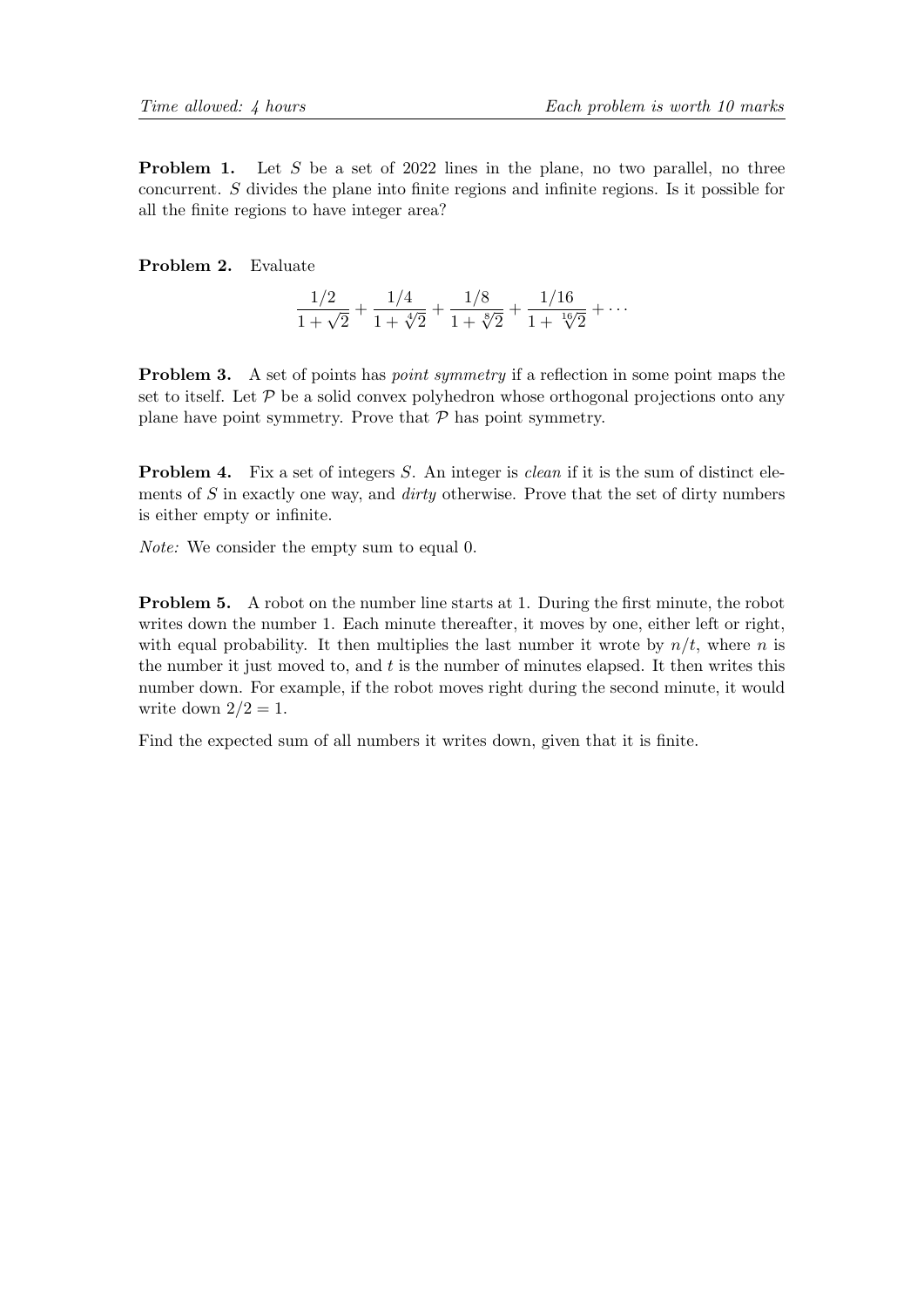**Problem 1.** Let $S$ be a set of 2022 lines in the plane, no two parallel, no three concurrent. $S$ divides the plane into finite regions and infinite regions. Is it possible for all the finite regions to have integer area?

**Problem 2.** Evaluate

$$\frac{1/2}{1+\sqrt{2}} + \frac{1/4}{1+\sqrt[4]{2}} + \frac{1/8}{1+\sqrt[8]{2}} + \frac{1/16}{1+\sqrt[16]{2}} + \cdots$$

**Problem 3.** A set of points has *point symmetry* if a reflection in some point maps the set to itself. Let $\mathcal{P}$ be a solid convex polyhedron whose orthogonal projections onto any plane have point symmetry. Prove that $\mathcal{P}$ has point symmetry.

**Problem 4.** Fix a set of integers $S$. An integer is *clean* if it is the sum of distinct elements of $S$ in exactly one way, and *dirty* otherwise. Prove that the set of dirty numbers is either empty or infinite.

*Note:* We consider the empty sum to equal 0.

**Problem 5.** A robot on the number line starts at 1. During the first minute, the robot writes down the number 1. Each minute thereafter, it moves by one, either left or right, with equal probability. It then multiplies the last number it wrote by $n/t$, where $n$ is the number it just moved to, and $t$ is the number of minutes elapsed. It then writes this number down. For example, if the robot moves right during the second minute, it would write down $2/2 = 1$.

Find the expected sum of all numbers it writes down, given that it is finite.